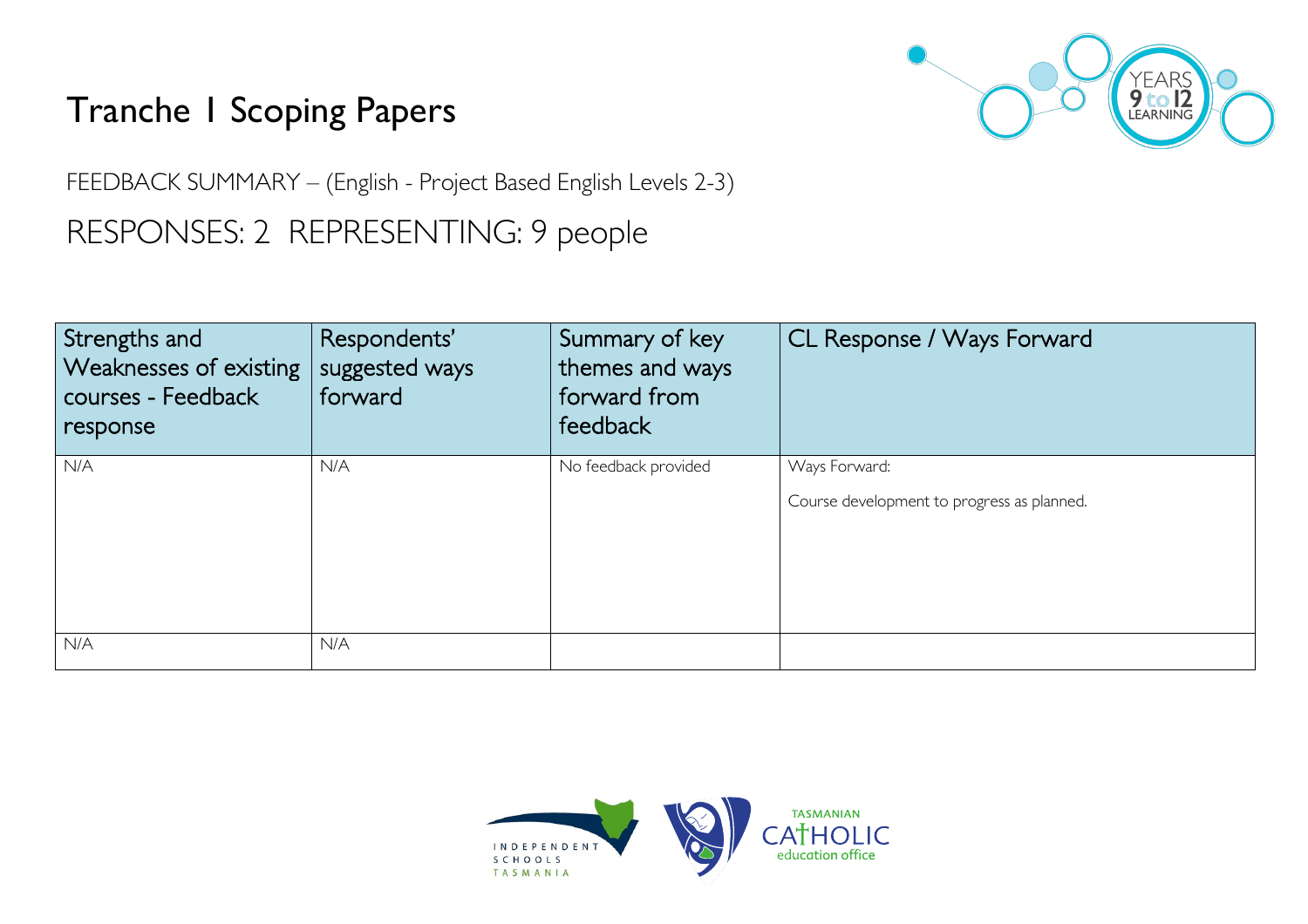# Tranche 1 Scoping Papers

FEEDBACK SUMMARY – (English - Project Based English Levels 2-3)

## RESPONSES: 2 REPRESENTING: 9 people

| Strengths and Weaknesses of existing courses - Feedback response | Respondents' suggested ways forward | Summary of key themes and ways forward from feedback | CL Response / Ways Forward |
|---|---|---|---|
| N/A | N/A | No feedback provided | Ways Forward:<br><br>Course development to progress as planned. |
| N/A | N/A | | |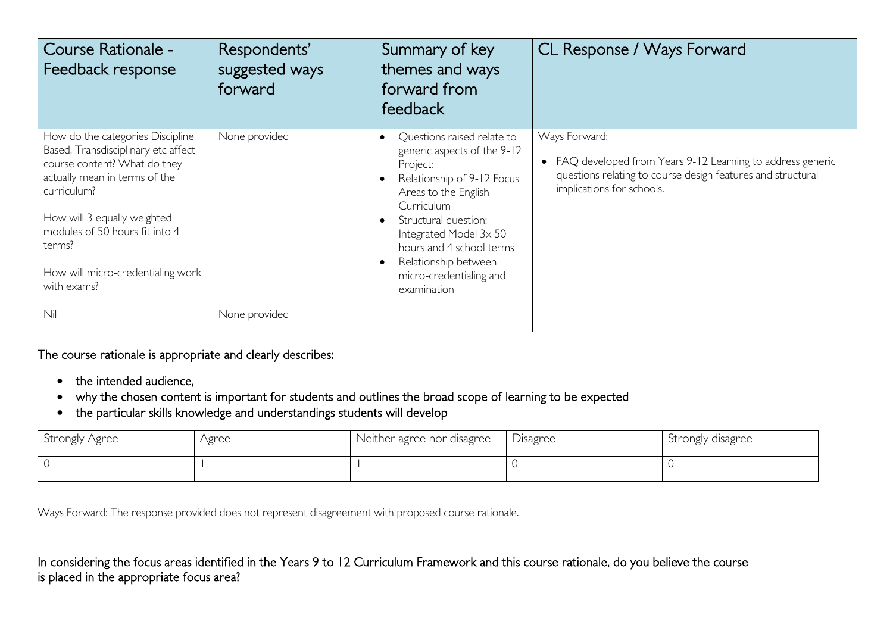| Course Rationale - Feedback response | Respondents' suggested ways forward | Summary of key themes and ways forward from feedback | CL Response / Ways Forward |
|---|---|---|---|
| How do the categories Discipline Based, Transdisciplinary etc affect course content? What do they actually mean in terms of the curriculum?<br><br>How will 3 equally weighted modules of 50 hours fit into 4 terms?<br><br>How will micro-credentialing work with exams? | None provided | • Questions raised relate to generic aspects of the 9-12 Project:<br>• Relationship of 9-12 Focus Areas to the English Curriculum<br>• Structural question: Integrated Model 3x 50 hours and 4 school terms<br>• Relationship between micro-credentialing and examination | Ways Forward:<br>• FAQ developed from Years 9-12 Learning to address generic questions relating to course design features and structural implications for schools. |
| Nil | None provided | | |

The course rationale is appropriate and clearly describes:

- the intended audience,
- why the chosen content is important for students and outlines the broad scope of learning to be expected
- the particular skills knowledge and understandings students will develop

| Strongly Agree | Agree | Neither agree nor disagree | Disagree | Strongly disagree |
|---|---|---|---|---|
| 0 | 1 | 1 | 0 | 0 |

Ways Forward: The response provided does not represent disagreement with proposed course rationale.

In considering the focus areas identified in the Years 9 to 12 Curriculum Framework and this course rationale, do you believe the course is placed in the appropriate focus area?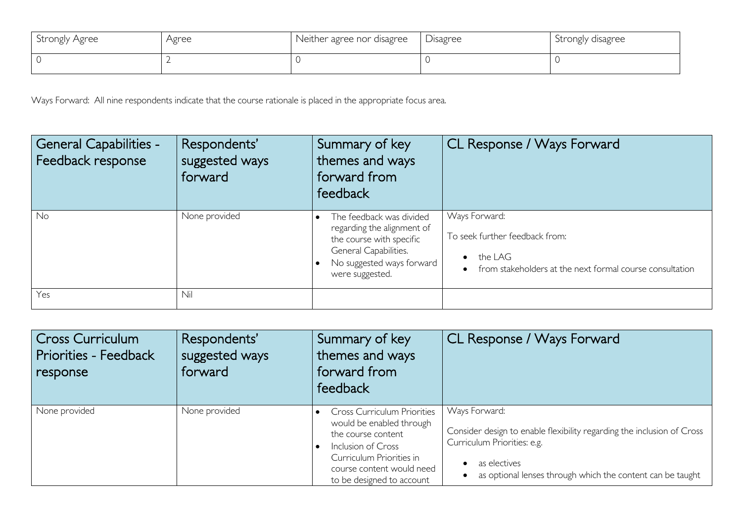| Strongly Agree | Agree | Neither agree nor disagree | Disagree | Strongly disagree |
| --- | --- | --- | --- | --- |
| 0 | 2 | 0 | 0 | 0 |

Ways Forward: All nine respondents indicate that the course rationale is placed in the appropriate focus area.

| General Capabilities - Feedback response | Respondents' suggested ways forward | Summary of key themes and ways forward from feedback | CL Response / Ways Forward |
| --- | --- | --- | --- |
| No | None provided | • The feedback was divided regarding the alignment of the course with specific General Capabilities.<br>• No suggested ways forward were suggested. | Ways Forward:<br>To seek further feedback from:<br>• the LAG<br>• from stakeholders at the next formal course consultation |
| Yes | Nil | | |

| Cross Curriculum Priorities - Feedback response | Respondents' suggested ways forward | Summary of key themes and ways forward from feedback | CL Response / Ways Forward |
| --- | --- | --- | --- |
| None provided | None provided | • Cross Curriculum Priorities would be enabled through the course content<br>• Inclusion of Cross Curriculum Priorities in course content would need to be designed to account | Ways Forward:<br>Consider design to enable flexibility regarding the inclusion of Cross Curriculum Priorities: e.g.<br>• as electives<br>• as optional lenses through which the content can be taught |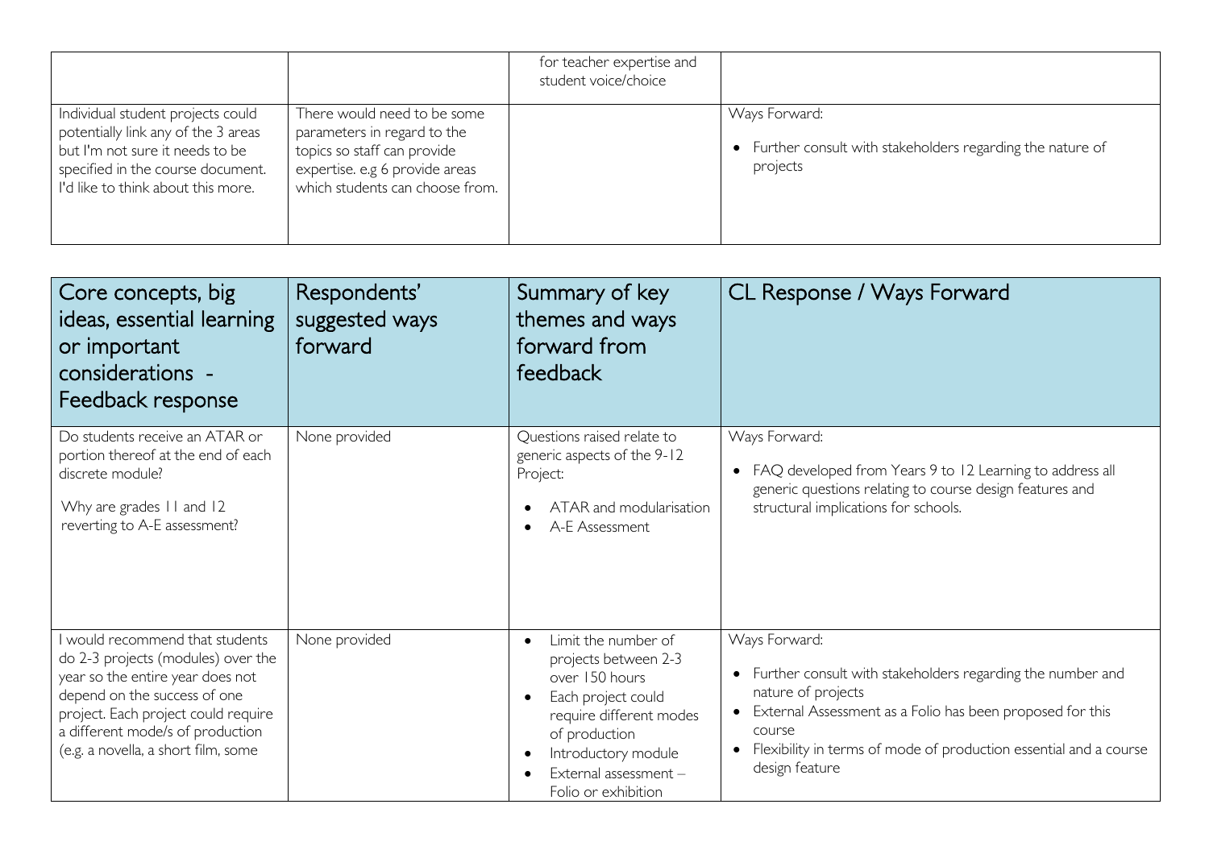| | | for teacher expertise and student voice/choice | |
|---|---|---|---|
| Individual student projects could potentially link any of the 3 areas but I'm not sure it needs to be specified in the course document. I'd like to think about this more. | There would need to be some parameters in regard to the topics so staff can provide expertise. e.g 6 provide areas which students can choose from. | | Ways Forward:<br>• Further consult with stakeholders regarding the nature of projects |

| Core concepts, big ideas, essential learning or important considerations - Feedback response | Respondents' suggested ways forward | Summary of key themes and ways forward from feedback | CL Response / Ways Forward |
|---|---|---|---|
| Do students receive an ATAR or portion thereof at the end of each discrete module?<br><br>Why are grades 11 and 12 reverting to A-E assessment? | None provided | Questions raised relate to generic aspects of the 9-12 Project:<br>• ATAR and modularisation<br>• A-E Assessment | Ways Forward:<br>• FAQ developed from Years 9 to 12 Learning to address all generic questions relating to course design features and structural implications for schools. |
| I would recommend that students do 2-3 projects (modules) over the year so the entire year does not depend on the success of one project. Each project could require a different mode/s of production (e.g. a novella, a short film, some | None provided | • Limit the number of projects between 2-3 over 150 hours<br>• Each project could require different modes of production<br>• Introductory module<br>• External assessment – Folio or exhibition | Ways Forward:<br>• Further consult with stakeholders regarding the number and nature of projects<br>• External Assessment as a Folio has been proposed for this course<br>• Flexibility in terms of mode of production essential and a course design feature |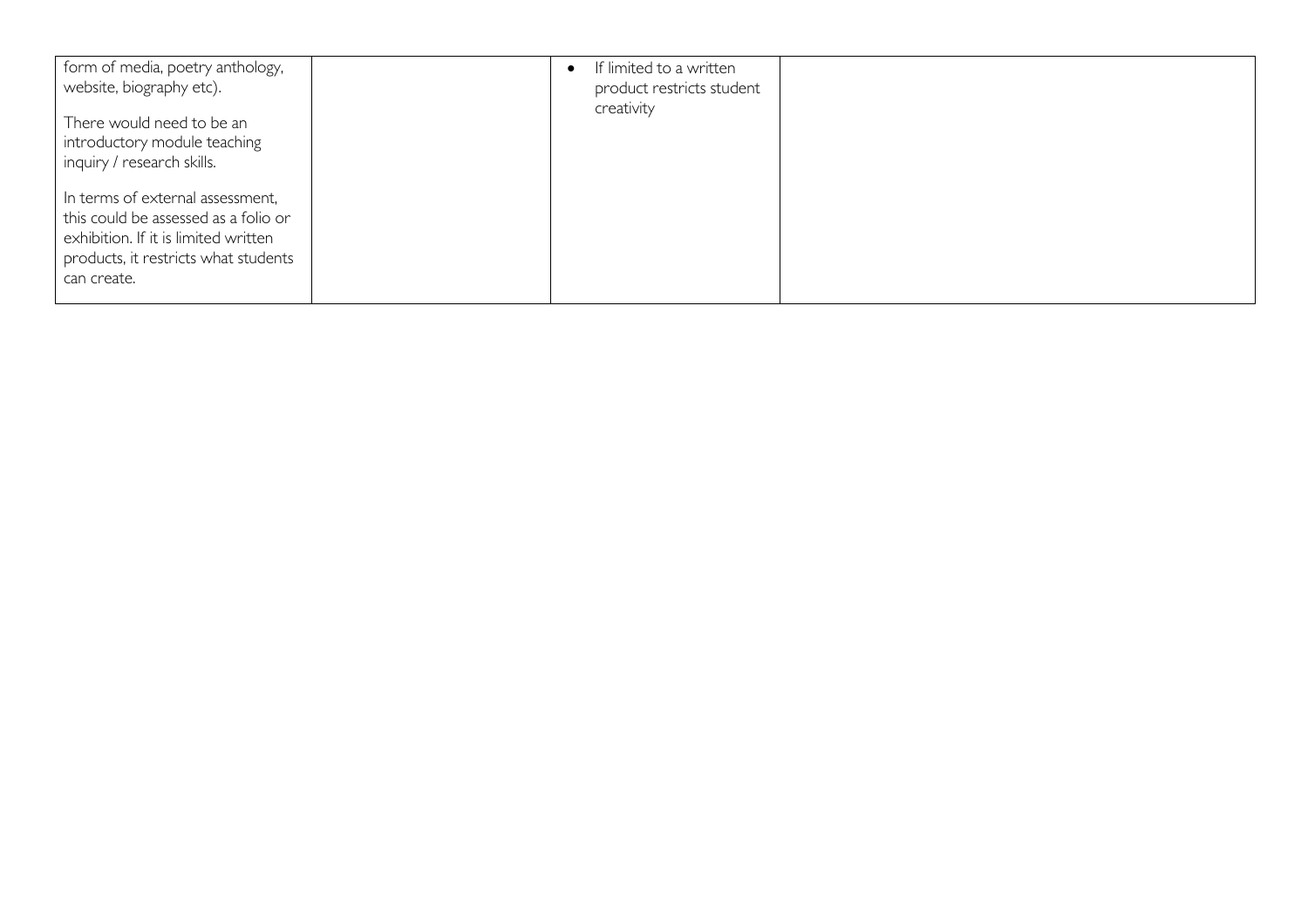| | | | |
|---|---|---|---|
| form of media, poetry anthology, website, biography etc).<br><br>There would need to be an introductory module teaching inquiry / research skills.<br><br>In terms of external assessment, this could be assessed as a folio or exhibition. If it is limited written products, it restricts what students can create. | | • If limited to a written product restricts student creativity | |